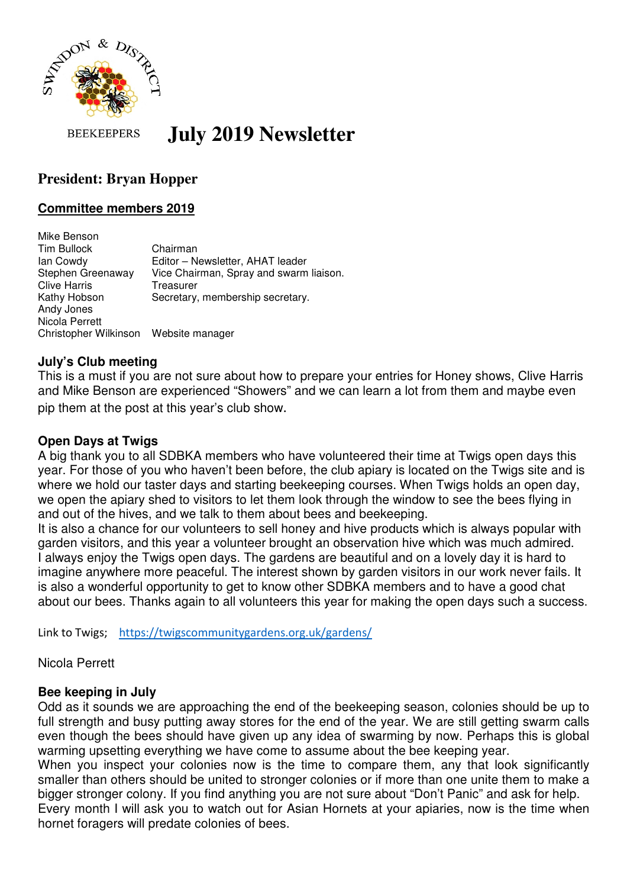SWINDON & DISTRICT BEEKEEPERS

# July 2019 Newsletter

## President: Bryan Hopper

### Committee members 2019

| | |
|---|---|
| Mike Benson | |
| Tim Bullock | Chairman |
| Ian Cowdy | Editor – Newsletter, AHAT leader |
| Stephen Greenaway | Vice Chairman, Spray and swarm liaison. |
| Clive Harris | Treasurer |
| Kathy Hobson | Secretary, membership secretary. |
| Andy Jones | |
| Nicola Perrett | |
| Christopher Wilkinson | Website manager |

**July's Club meeting**

This is a must if you are not sure about how to prepare your entries for Honey shows, Clive Harris and Mike Benson are experienced "Showers" and we can learn a lot from them and maybe even pip them at the post at this year's club show.

**Open Days at Twigs**

A big thank you to all SDBKA members who have volunteered their time at Twigs open days this year. For those of you who haven't been before, the club apiary is located on the Twigs site and is where we hold our taster days and starting beekeeping courses. When Twigs holds an open day, we open the apiary shed to visitors to let them look through the window to see the bees flying in and out of the hives, and we talk to them about bees and beekeeping.

It is also a chance for our volunteers to sell honey and hive products which is always popular with garden visitors, and this year a volunteer brought an observation hive which was much admired.

I always enjoy the Twigs open days. The gardens are beautiful and on a lovely day it is hard to imagine anywhere more peaceful. The interest shown by garden visitors in our work never fails. It is also a wonderful opportunity to get to know other SDBKA members and to have a good chat about our bees. Thanks again to all volunteers this year for making the open days such a success.

Link to Twigs; https://twigscommunitygardens.org.uk/gardens/

Nicola Perrett

**Bee keeping in July**

Odd as it sounds we are approaching the end of the beekeeping season, colonies should be up to full strength and busy putting away stores for the end of the year. We are still getting swarm calls even though the bees should have given up any idea of swarming by now. Perhaps this is global warming upsetting everything we have come to assume about the bee keeping year.

When you inspect your colonies now is the time to compare them, any that look significantly smaller than others should be united to stronger colonies or if more than one unite them to make a bigger stronger colony. If you find anything you are not sure about "Don't Panic" and ask for help.

Every month I will ask you to watch out for Asian Hornets at your apiaries, now is the time when hornet foragers will predate colonies of bees.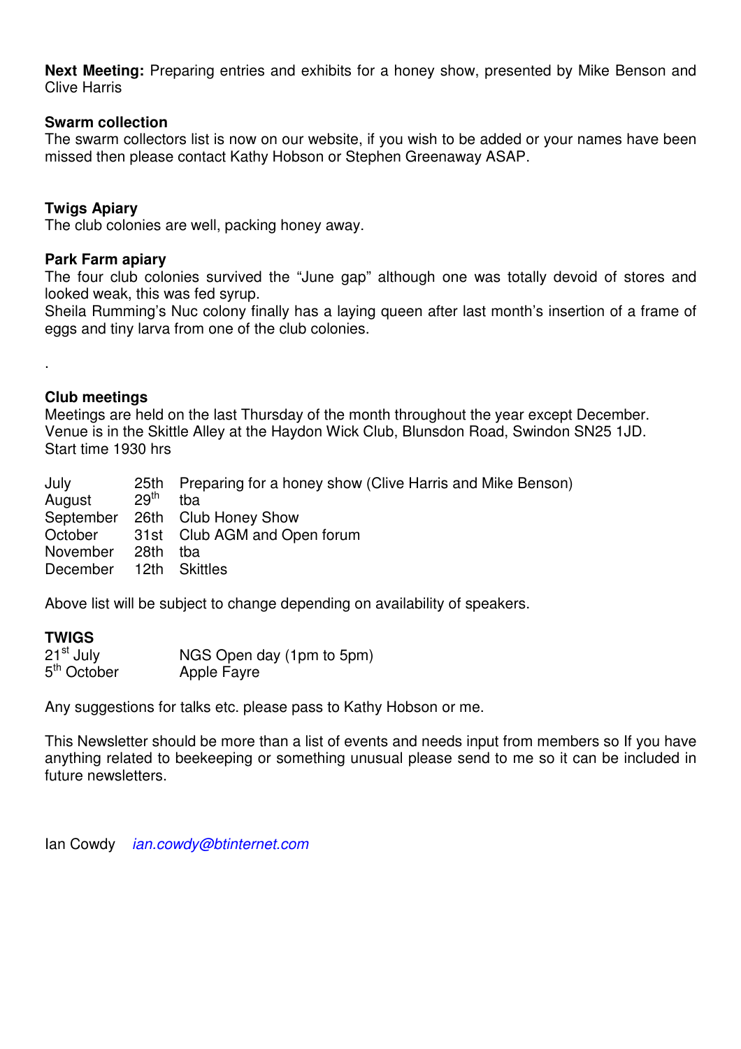**Next Meeting:** Preparing entries and exhibits for a honey show, presented by Mike Benson and Clive Harris

**Swarm collection**

The swarm collectors list is now on our website, if you wish to be added or your names have been missed then please contact Kathy Hobson or Stephen Greenaway ASAP.

**Twigs Apiary**

The club colonies are well, packing honey away.

**Park Farm apiary**

The four club colonies survived the “June gap” although one was totally devoid of stores and looked weak, this was fed syrup.

Sheila Rumming’s Nuc colony finally has a laying queen after last month’s insertion of a frame of eggs and tiny larva from one of the club colonies.

.

**Club meetings**

Meetings are held on the last Thursday of the month throughout the year except December.
Venue is in the Skittle Alley at the Haydon Wick Club, Blunsdon Road, Swindon SN25 1JD.
Start time 1930 hrs

| | | |
|---|---|---|
| July | 25th | Preparing for a honey show (Clive Harris and Mike Benson) |
| August | 29th | tba |
| September | 26th | Club Honey Show |
| October | 31st | Club AGM and Open forum |
| November | 28th | tba |
| December | 12th | Skittles |

Above list will be subject to change depending on availability of speakers.

**TWIGS**

| | |
|---|---|
| 21st July | NGS Open day (1pm to 5pm) |
| 5th October | Apple Fayre |

Any suggestions for talks etc. please pass to Kathy Hobson or me.

This Newsletter should be more than a list of events and needs input from members so If you have anything related to beekeeping or something unusual please send to me so it can be included in future newsletters.

Ian Cowdy *ian.cowdy@btinternet.com*